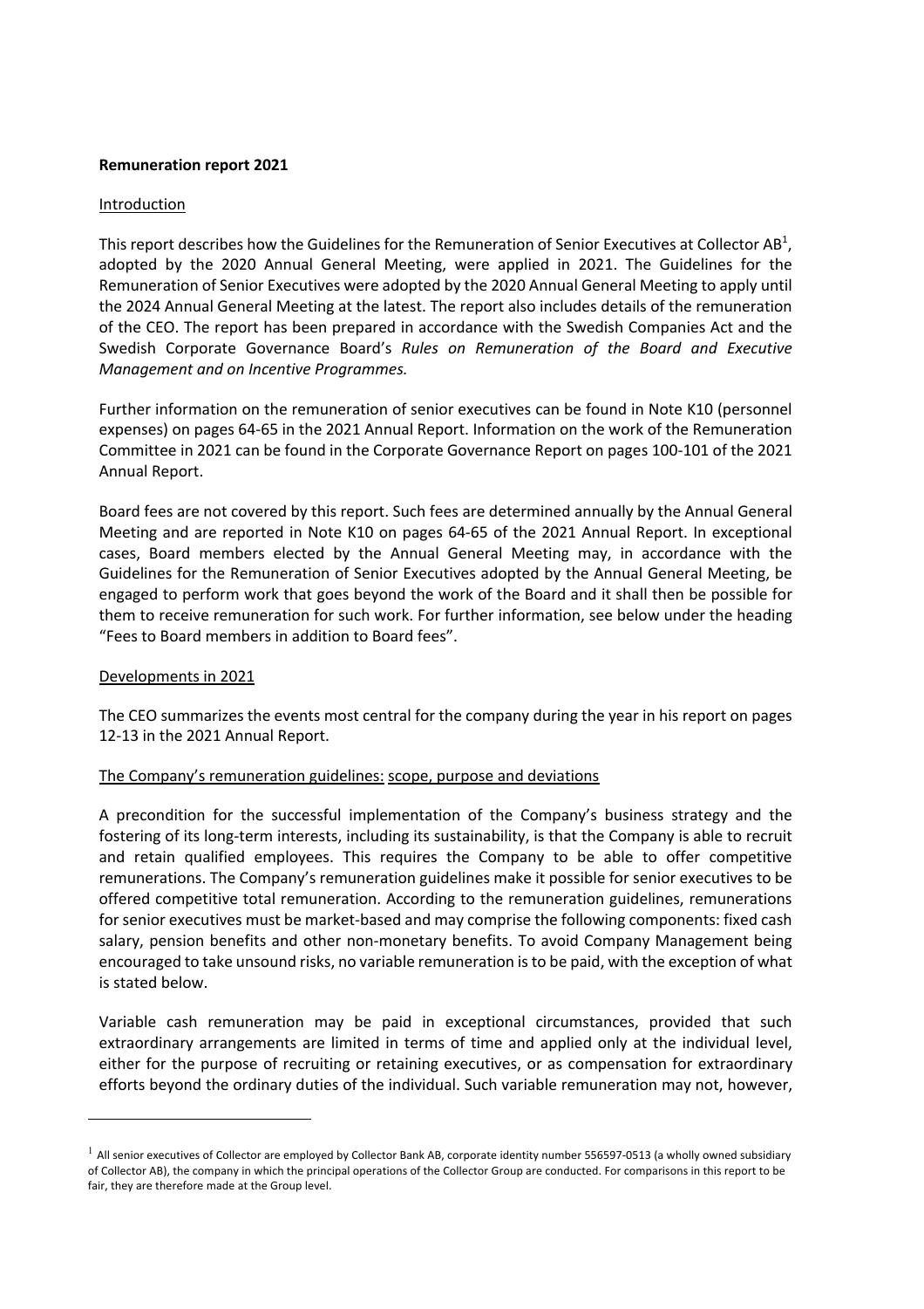**Remuneration report 2021**

Introduction

This report describes how the Guidelines for the Remuneration of Senior Executives at Collector AB[1], adopted by the 2020 Annual General Meeting, were applied in 2021. The Guidelines for the Remuneration of Senior Executives were adopted by the 2020 Annual General Meeting to apply until the 2024 Annual General Meeting at the latest. The report also includes details of the remuneration of the CEO. The report has been prepared in accordance with the Swedish Companies Act and the Swedish Corporate Governance Board's *Rules on Remuneration of the Board and Executive Management and on Incentive Programmes.*

Further information on the remuneration of senior executives can be found in Note K10 (personnel expenses) on pages 64-65 in the 2021 Annual Report. Information on the work of the Remuneration Committee in 2021 can be found in the Corporate Governance Report on pages 100-101 of the 2021 Annual Report.

Board fees are not covered by this report. Such fees are determined annually by the Annual General Meeting and are reported in Note K10 on pages 64-65 of the 2021 Annual Report. In exceptional cases, Board members elected by the Annual General Meeting may, in accordance with the Guidelines for the Remuneration of Senior Executives adopted by the Annual General Meeting, be engaged to perform work that goes beyond the work of the Board and it shall then be possible for them to receive remuneration for such work. For further information, see below under the heading "Fees to Board members in addition to Board fees".

Developments in 2021

The CEO summarizes the events most central for the company during the year in his report on pages 12-13 in the 2021 Annual Report.

The Company's remuneration guidelines: scope, purpose and deviations

A precondition for the successful implementation of the Company's business strategy and the fostering of its long-term interests, including its sustainability, is that the Company is able to recruit and retain qualified employees. This requires the Company to be able to offer competitive remunerations. The Company's remuneration guidelines make it possible for senior executives to be offered competitive total remuneration. According to the remuneration guidelines, remunerations for senior executives must be market-based and may comprise the following components: fixed cash salary, pension benefits and other non-monetary benefits. To avoid Company Management being encouraged to take unsound risks, no variable remuneration is to be paid, with the exception of what is stated below.

Variable cash remuneration may be paid in exceptional circumstances, provided that such extraordinary arrangements are limited in terms of time and applied only at the individual level, either for the purpose of recruiting or retaining executives, or as compensation for extraordinary efforts beyond the ordinary duties of the individual. Such variable remuneration may not, however,

[1] All senior executives of Collector are employed by Collector Bank AB, corporate identity number 556597-0513 (a wholly owned subsidiary of Collector AB), the company in which the principal operations of the Collector Group are conducted. For comparisons in this report to be fair, they are therefore made at the Group level.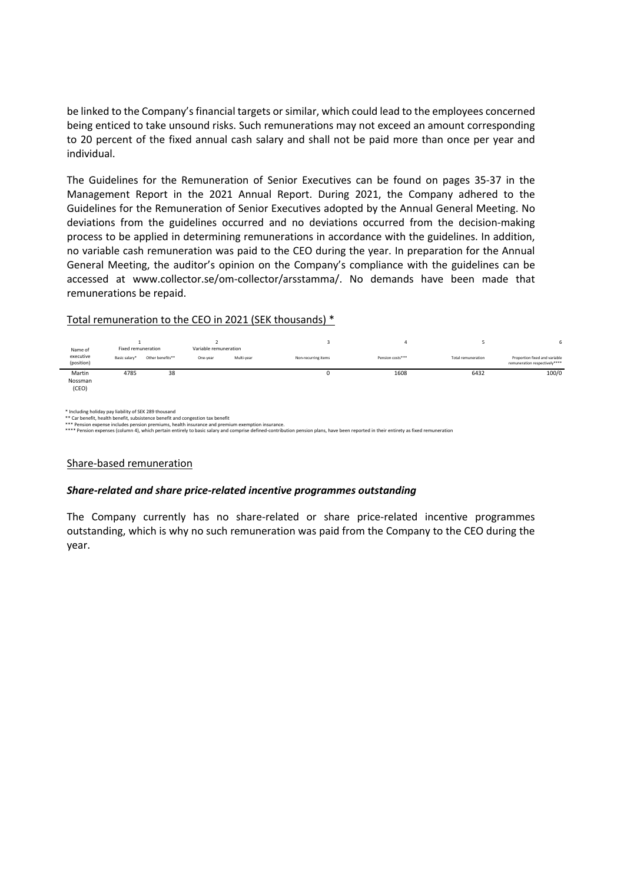be linked to the Company's financial targets or similar, which could lead to the employees concerned being enticed to take unsound risks. Such remunerations may not exceed an amount corresponding to 20 percent of the fixed annual cash salary and shall not be paid more than once per year and individual.

The Guidelines for the Remuneration of Senior Executives can be found on pages 35-37 in the Management Report in the 2021 Annual Report. During 2021, the Company adhered to the Guidelines for the Remuneration of Senior Executives adopted by the Annual General Meeting. No deviations from the guidelines occurred and no deviations occurred from the decision-making process to be applied in determining remunerations in accordance with the guidelines. In addition, no variable cash remuneration was paid to the CEO during the year. In preparation for the Annual General Meeting, the auditor's opinion on the Company's compliance with the guidelines can be accessed at www.collector.se/om-collector/arsstamma/. No demands have been made that remunerations be repaid.

Total remuneration to the CEO in 2021 (SEK thousands) *

| | 1 | | 2 | | 3 | 4 | 5 | 6 |
|---|---|---|---|---|---|---|---|---|
| Name of executive (position) | Fixed remuneration | | Variable remuneration | | Non-recurring items | Pension costs*** | Total remuneration | Proportion fixed and variable remuneration respectively**** |
| | Basic salary* | Other benefits** | One-year | Multi-year | | | | |
| Martin Nossman (CEO) | 4785 | 38 | | | 0 | 1608 | 6432 | 100/0 |

\* Including holiday pay liability of SEK 289 thousand
** Car benefit, health benefit, subsistence benefit and congestion tax benefit
*** Pension expense includes pension premiums, health insurance and premium exemption insurance.
**** Pension expenses (column 4), which pertain entirely to basic salary and comprise defined-contribution pension plans, have been reported in their entirety as fixed remuneration

Share-based remuneration

***Share-related and share price-related incentive programmes outstanding***

The Company currently has no share-related or share price-related incentive programmes outstanding, which is why no such remuneration was paid from the Company to the CEO during the year.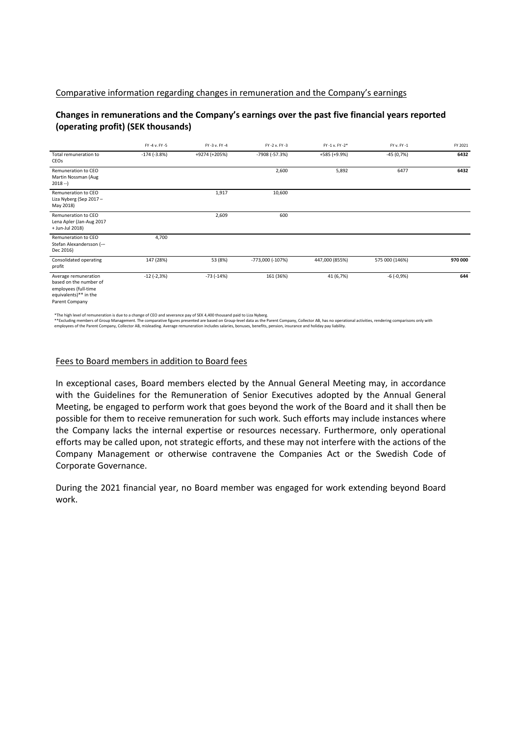Comparative information regarding changes in remuneration and the Company's earnings

**Changes in remunerations and the Company's earnings over the past five financial years reported (operating profit) (SEK thousands)**

| | FY -4 v. FY -5 | FY -3 v. FY -4 | FY -2 v. FY -3 | FY -1 v. FY -2* | FY v. FY -1 | FY 2021 |
|---|---|---|---|---|---|---|
| Total remuneration to CEOs | -174 (-3.8%) | +9274 (+205%) | -7908 (-57.3%) | +585 (+9.9%) | -45 (0,7%) | **6432** |
| Remuneration to CEO Martin Nossman (Aug 2018 --) | | | 2,600 | 5,892 | 6477 | **6432** |
| Remuneration to CEO Liza Nyberg (Sep 2017 – May 2018) | | 1,917 | 10,600 | | | |
| Remuneration to CEO Lena Apler (Jan-Aug 2017 + Jun-Jul 2018) | | 2,609 | 600 | | | |
| Remuneration to CEO Stefan Alexandersson (-– Dec 2016) | 4,700 | | | | | |
| Consolidated operating profit | 147 (28%) | 53 (8%) | -773,000 (-107%) | 447,000 (855%) | 575 000 (146%) | **970 000** |
| Average remuneration based on the number of employees (full-time equivalents)** in the Parent Company | -12 (-2,3%) | -73 (-14%) | 161 (36%) | 41 (6,7%) | -6 (-0,9%) | **644** |

*The high level of remuneration is due to a change of CEO and severance pay of SEK 4,400 thousand paid to Liza Nyberg.
**Excluding members of Group Management. The comparative figures presented are based on Group-level data as the Parent Company, Collector AB, has no operational activities, rendering comparisons only with employees of the Parent Company, Collector AB, misleading. Average remuneration includes salaries, bonuses, benefits, pension, insurance and holiday pay liability.

Fees to Board members in addition to Board fees

In exceptional cases, Board members elected by the Annual General Meeting may, in accordance with the Guidelines for the Remuneration of Senior Executives adopted by the Annual General Meeting, be engaged to perform work that goes beyond the work of the Board and it shall then be possible for them to receive remuneration for such work. Such efforts may include instances where the Company lacks the internal expertise or resources necessary. Furthermore, only operational efforts may be called upon, not strategic efforts, and these may not interfere with the actions of the Company Management or otherwise contravene the Companies Act or the Swedish Code of Corporate Governance.

During the 2021 financial year, no Board member was engaged for work extending beyond Board work.